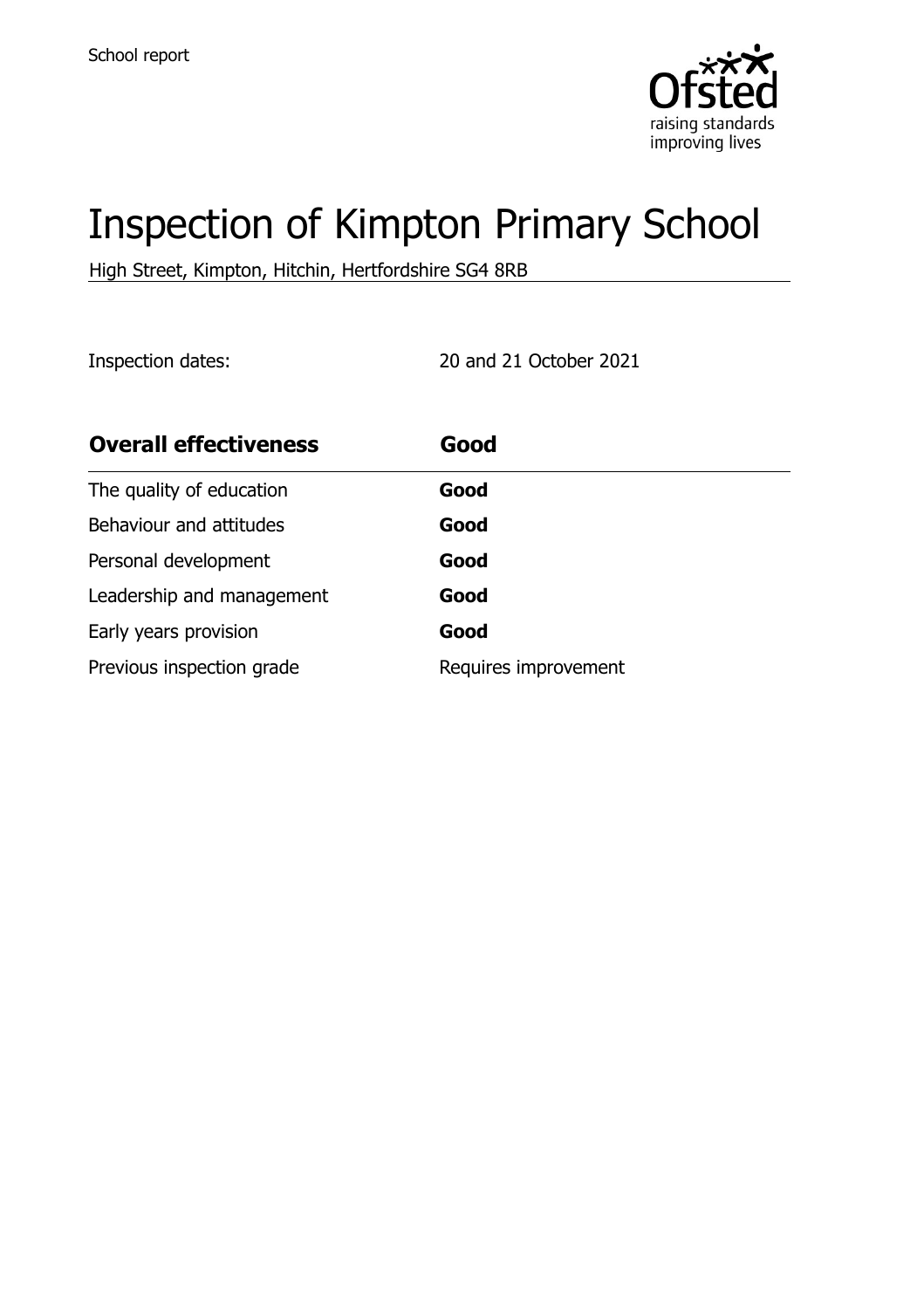School report

# Inspection of Kimpton Primary School

High Street, Kimpton, Hitchin, Hertfordshire SG4 8RB

Inspection dates: 20 and 21 October 2021

| **Overall effectiveness** | **Good** |
|---|---|
| The quality of education | **Good** |
| Behaviour and attitudes | **Good** |
| Personal development | **Good** |
| Leadership and management | **Good** |
| Early years provision | **Good** |
| Previous inspection grade | Requires improvement |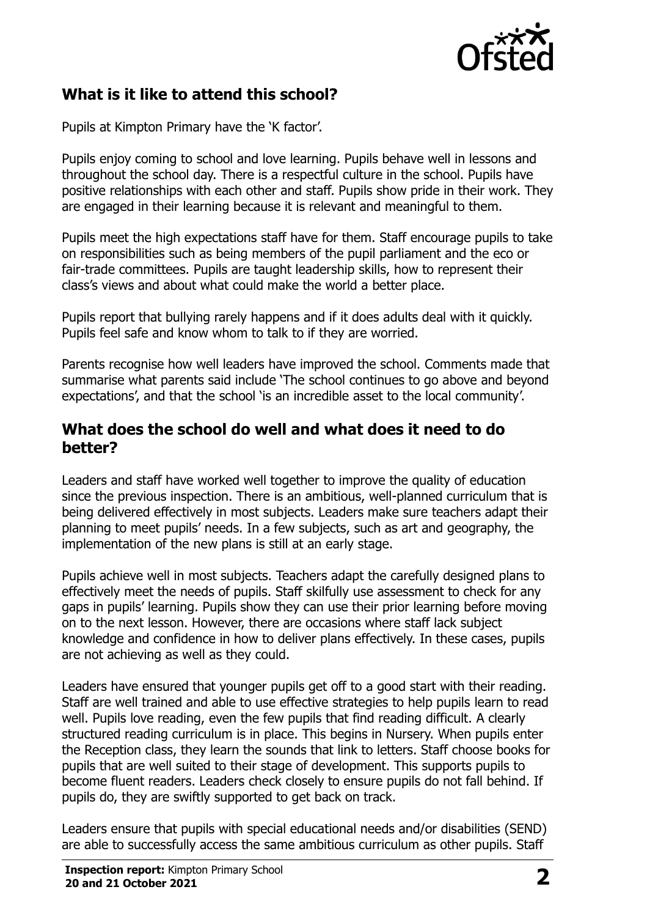## What is it like to attend this school?

Pupils at Kimpton Primary have the 'K factor'.

Pupils enjoy coming to school and love learning. Pupils behave well in lessons and throughout the school day. There is a respectful culture in the school. Pupils have positive relationships with each other and staff. Pupils show pride in their work. They are engaged in their learning because it is relevant and meaningful to them.

Pupils meet the high expectations staff have for them. Staff encourage pupils to take on responsibilities such as being members of the pupil parliament and the eco or fair-trade committees. Pupils are taught leadership skills, how to represent their class's views and about what could make the world a better place.

Pupils report that bullying rarely happens and if it does adults deal with it quickly. Pupils feel safe and know whom to talk to if they are worried.

Parents recognise how well leaders have improved the school. Comments made that summarise what parents said include 'The school continues to go above and beyond expectations', and that the school 'is an incredible asset to the local community'.

## What does the school do well and what does it need to do better?

Leaders and staff have worked well together to improve the quality of education since the previous inspection. There is an ambitious, well-planned curriculum that is being delivered effectively in most subjects. Leaders make sure teachers adapt their planning to meet pupils' needs. In a few subjects, such as art and geography, the implementation of the new plans is still at an early stage.

Pupils achieve well in most subjects. Teachers adapt the carefully designed plans to effectively meet the needs of pupils. Staff skilfully use assessment to check for any gaps in pupils' learning. Pupils show they can use their prior learning before moving on to the next lesson. However, there are occasions where staff lack subject knowledge and confidence in how to deliver plans effectively. In these cases, pupils are not achieving as well as they could.

Leaders have ensured that younger pupils get off to a good start with their reading. Staff are well trained and able to use effective strategies to help pupils learn to read well. Pupils love reading, even the few pupils that find reading difficult. A clearly structured reading curriculum is in place. This begins in Nursery. When pupils enter the Reception class, they learn the sounds that link to letters. Staff choose books for pupils that are well suited to their stage of development. This supports pupils to become fluent readers. Leaders check closely to ensure pupils do not fall behind. If pupils do, they are swiftly supported to get back on track.

Leaders ensure that pupils with special educational needs and/or disabilities (SEND) are able to successfully access the same ambitious curriculum as other pupils. Staff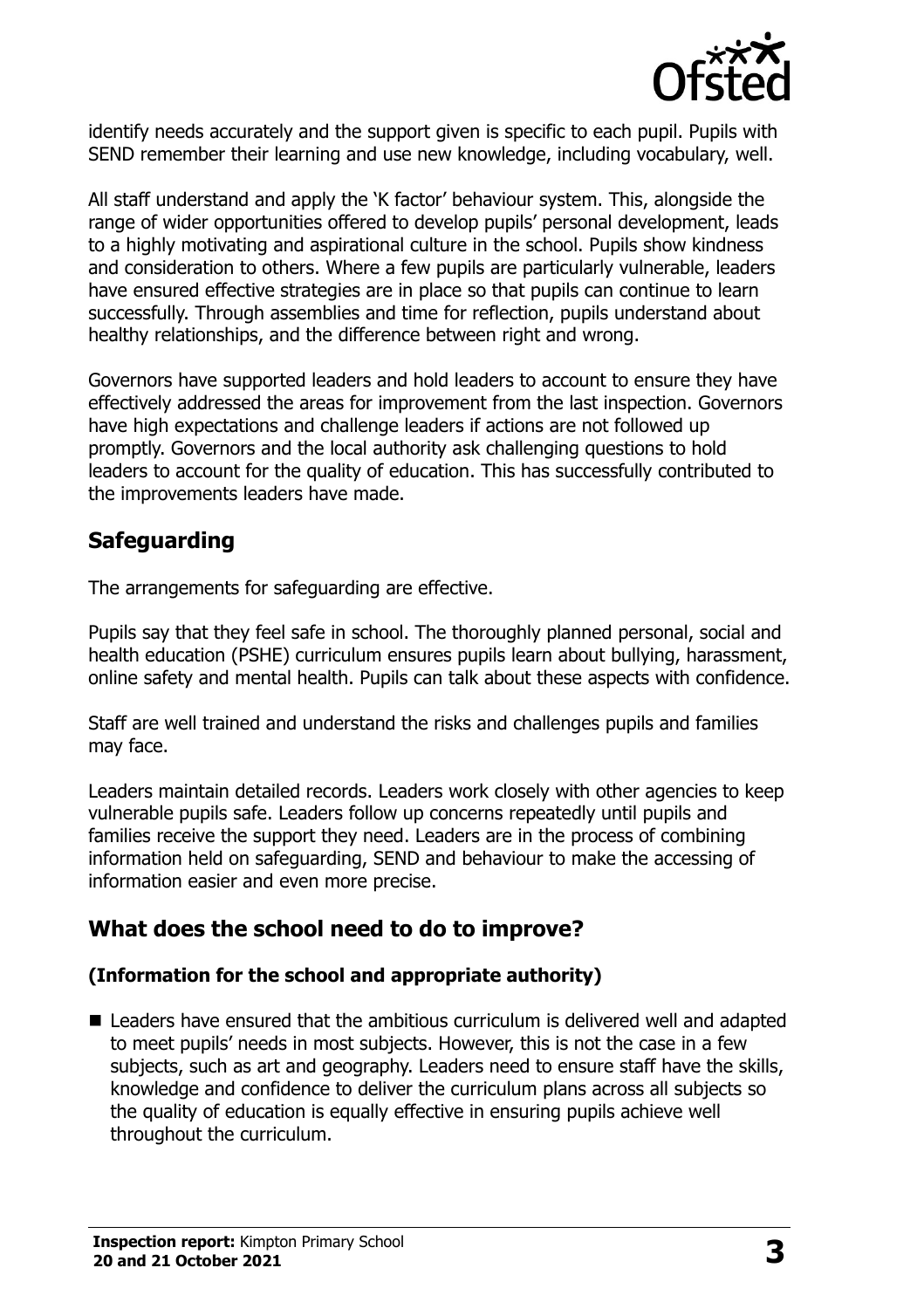identify needs accurately and the support given is specific to each pupil. Pupils with SEND remember their learning and use new knowledge, including vocabulary, well.

All staff understand and apply the 'K factor' behaviour system. This, alongside the range of wider opportunities offered to develop pupils' personal development, leads to a highly motivating and aspirational culture in the school. Pupils show kindness and consideration to others. Where a few pupils are particularly vulnerable, leaders have ensured effective strategies are in place so that pupils can continue to learn successfully. Through assemblies and time for reflection, pupils understand about healthy relationships, and the difference between right and wrong.

Governors have supported leaders and hold leaders to account to ensure they have effectively addressed the areas for improvement from the last inspection. Governors have high expectations and challenge leaders if actions are not followed up promptly. Governors and the local authority ask challenging questions to hold leaders to account for the quality of education. This has successfully contributed to the improvements leaders have made.

## Safeguarding

The arrangements for safeguarding are effective.

Pupils say that they feel safe in school. The thoroughly planned personal, social and health education (PSHE) curriculum ensures pupils learn about bullying, harassment, online safety and mental health. Pupils can talk about these aspects with confidence.

Staff are well trained and understand the risks and challenges pupils and families may face.

Leaders maintain detailed records. Leaders work closely with other agencies to keep vulnerable pupils safe. Leaders follow up concerns repeatedly until pupils and families receive the support they need. Leaders are in the process of combining information held on safeguarding, SEND and behaviour to make the accessing of information easier and even more precise.

## What does the school need to do to improve?

### (Information for the school and appropriate authority)

- Leaders have ensured that the ambitious curriculum is delivered well and adapted to meet pupils' needs in most subjects. However, this is not the case in a few subjects, such as art and geography. Leaders need to ensure staff have the skills, knowledge and confidence to deliver the curriculum plans across all subjects so the quality of education is equally effective in ensuring pupils achieve well throughout the curriculum.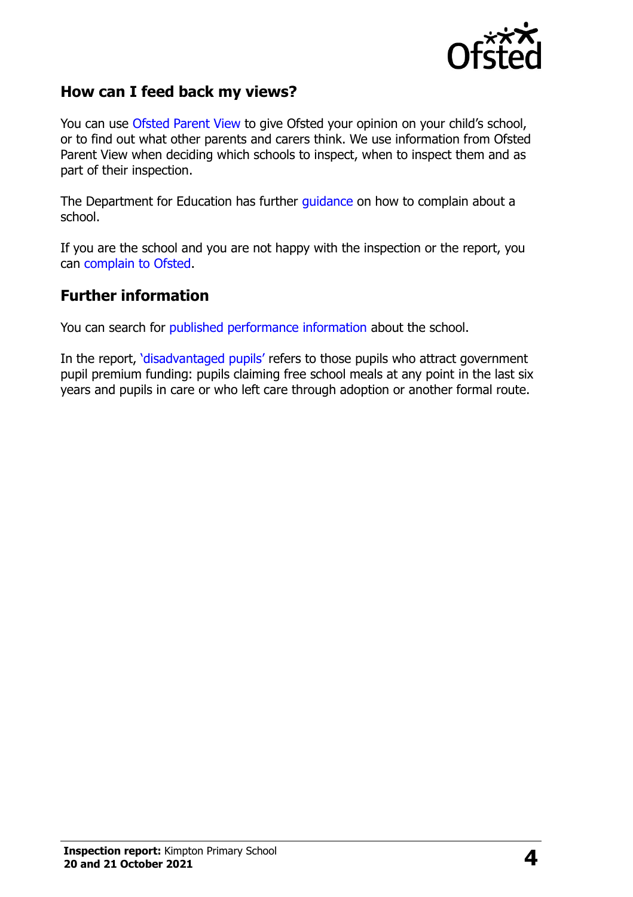## How can I feed back my views?

You can use Ofsted Parent View to give Ofsted your opinion on your child's school, or to find out what other parents and carers think. We use information from Ofsted Parent View when deciding which schools to inspect, when to inspect them and as part of their inspection.

The Department for Education has further guidance on how to complain about a school.

If you are the school and you are not happy with the inspection or the report, you can complain to Ofsted.

## Further information

You can search for published performance information about the school.

In the report, 'disadvantaged pupils' refers to those pupils who attract government pupil premium funding: pupils claiming free school meals at any point in the last six years and pupils in care or who left care through adoption or another formal route.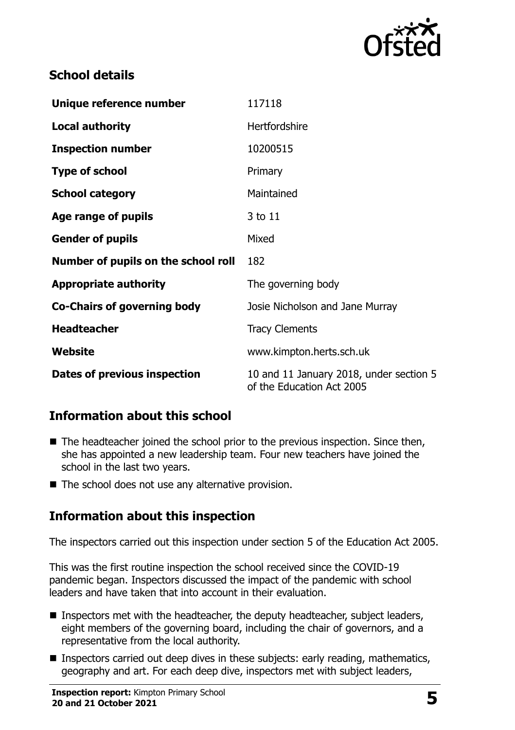## School details

| | |
|---|---|
| **Unique reference number** | 117118 |
| **Local authority** | Hertfordshire |
| **Inspection number** | 10200515 |
| **Type of school** | Primary |
| **School category** | Maintained |
| **Age range of pupils** | 3 to 11 |
| **Gender of pupils** | Mixed |
| **Number of pupils on the school roll** | 182 |
| **Appropriate authority** | The governing body |
| **Co-Chairs of governing body** | Josie Nicholson and Jane Murray |
| **Headteacher** | Tracy Clements |
| **Website** | www.kimpton.herts.sch.uk |
| **Dates of previous inspection** | 10 and 11 January 2018, under section 5 of the Education Act 2005 |

## Information about this school

- The headteacher joined the school prior to the previous inspection. Since then, she has appointed a new leadership team. Four new teachers have joined the school in the last two years.
- The school does not use any alternative provision.

## Information about this inspection

The inspectors carried out this inspection under section 5 of the Education Act 2005.

This was the first routine inspection the school received since the COVID-19 pandemic began. Inspectors discussed the impact of the pandemic with school leaders and have taken that into account in their evaluation.

- Inspectors met with the headteacher, the deputy headteacher, subject leaders, eight members of the governing board, including the chair of governors, and a representative from the local authority.
- Inspectors carried out deep dives in these subjects: early reading, mathematics, geography and art. For each deep dive, inspectors met with subject leaders,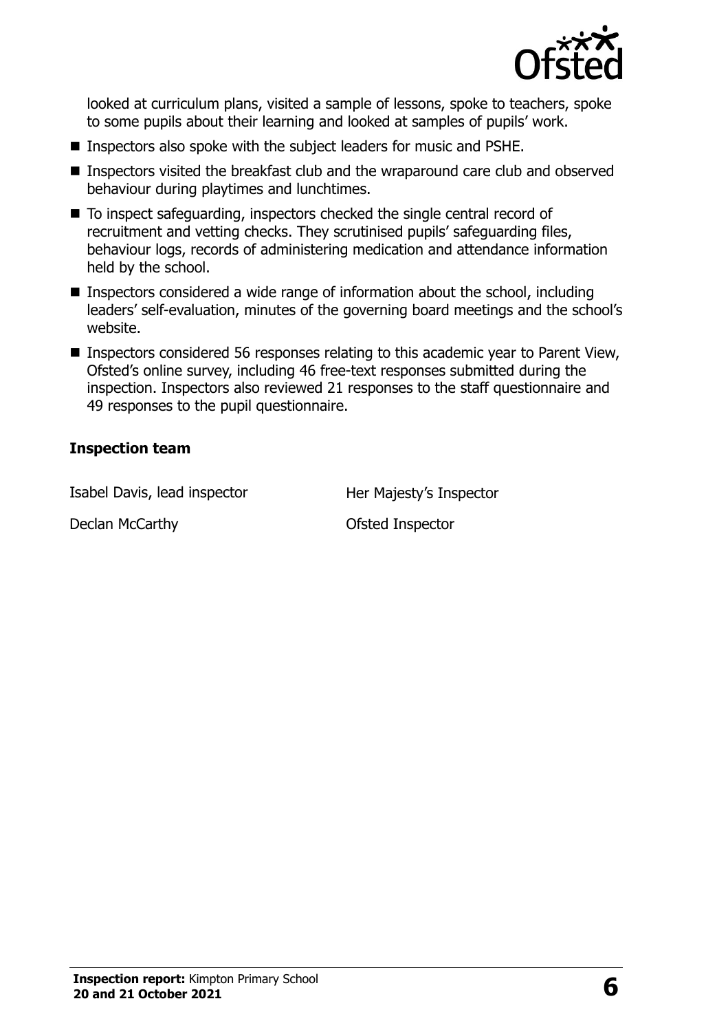looked at curriculum plans, visited a sample of lessons, spoke to teachers, spoke to some pupils about their learning and looked at samples of pupils' work.

- Inspectors also spoke with the subject leaders for music and PSHE.
- Inspectors visited the breakfast club and the wraparound care club and observed behaviour during playtimes and lunchtimes.
- To inspect safeguarding, inspectors checked the single central record of recruitment and vetting checks. They scrutinised pupils' safeguarding files, behaviour logs, records of administering medication and attendance information held by the school.
- Inspectors considered a wide range of information about the school, including leaders' self-evaluation, minutes of the governing board meetings and the school's website.
- Inspectors considered 56 responses relating to this academic year to Parent View, Ofsted's online survey, including 46 free-text responses submitted during the inspection. Inspectors also reviewed 21 responses to the staff questionnaire and 49 responses to the pupil questionnaire.

### Inspection team

| | |
|---|---|
| Isabel Davis, lead inspector | Her Majesty's Inspector |
| Declan McCarthy | Ofsted Inspector |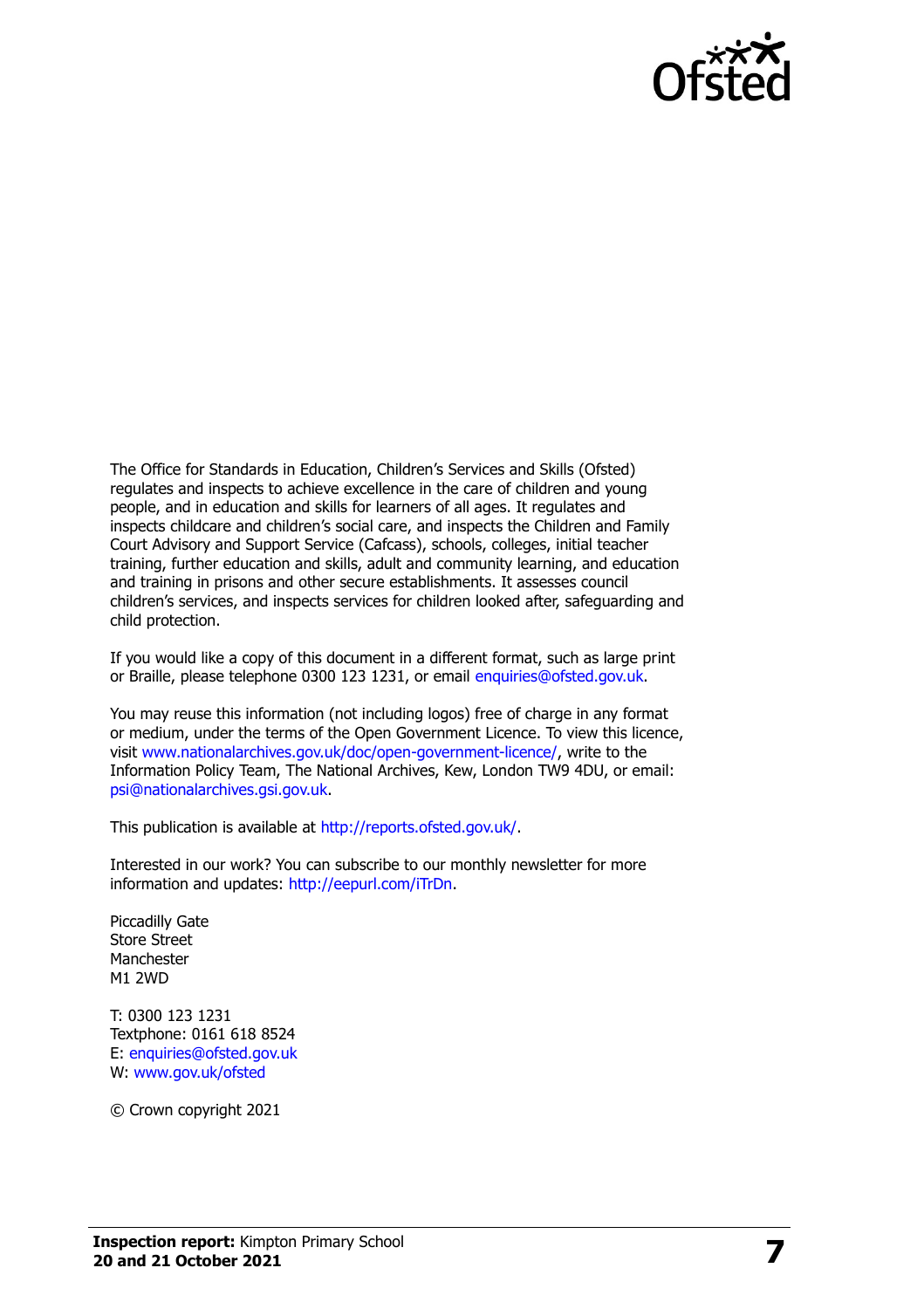The Office for Standards in Education, Children's Services and Skills (Ofsted) regulates and inspects to achieve excellence in the care of children and young people, and in education and skills for learners of all ages. It regulates and inspects childcare and children's social care, and inspects the Children and Family Court Advisory and Support Service (Cafcass), schools, colleges, initial teacher training, further education and skills, adult and community learning, and education and training in prisons and other secure establishments. It assesses council children's services, and inspects services for children looked after, safeguarding and child protection.

If you would like a copy of this document in a different format, such as large print or Braille, please telephone 0300 123 1231, or email enquiries@ofsted.gov.uk.

You may reuse this information (not including logos) free of charge in any format or medium, under the terms of the Open Government Licence. To view this licence, visit www.nationalarchives.gov.uk/doc/open-government-licence/, write to the Information Policy Team, The National Archives, Kew, London TW9 4DU, or email: psi@nationalarchives.gsi.gov.uk.

This publication is available at http://reports.ofsted.gov.uk/.

Interested in our work? You can subscribe to our monthly newsletter for more information and updates: http://eepurl.com/iTrDn.

Piccadilly Gate
Store Street
Manchester
M1 2WD

T: 0300 123 1231
Textphone: 0161 618 8524
E: enquiries@ofsted.gov.uk
W: www.gov.uk/ofsted

© Crown copyright 2021